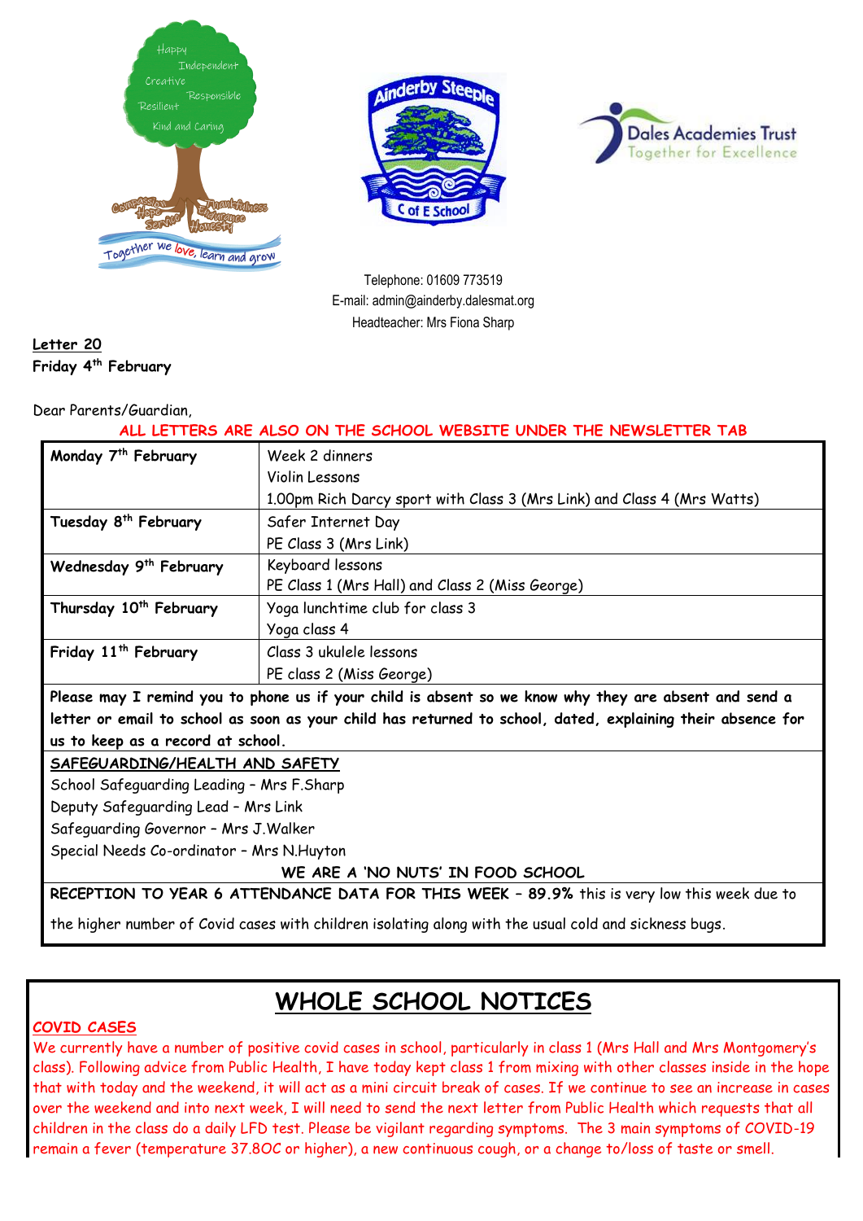Telephone: 01609 773519
E-mail: admin@ainderby.dalesmat.org
Headteacher: Mrs Fiona Sharp

**Letter 20**
**Friday 4th February**

Dear Parents/Guardian,

**ALL LETTERS ARE ALSO ON THE SCHOOL WEBSITE UNDER THE NEWSLETTER TAB**

| Day | Events |
|---|---|
| **Monday 7th February** | Week 2 dinners<br>Violin Lessons<br>1.00pm Rich Darcy sport with Class 3 (Mrs Link) and Class 4 (Mrs Watts) |
| **Tuesday 8th February** | Safer Internet Day<br>PE Class 3 (Mrs Link) |
| **Wednesday 9th February** | Keyboard lessons<br>PE Class 1 (Mrs Hall) and Class 2 (Miss George) |
| **Thursday 10th February** | Yoga lunchtime club for class 3<br>Yoga class 4 |
| **Friday 11th February** | Class 3 ukulele lessons<br>PE class 2 (Miss George) |

**Please may I remind you to phone us if your child is absent so we know why they are absent and send a letter or email to school as soon as your child has returned to school, dated, explaining their absence for us to keep as a record at school.**

**SAFEGUARDING/HEALTH AND SAFETY**

School Safeguarding Leading – Mrs F.Sharp
Deputy Safeguarding Lead – Mrs Link
Safeguarding Governor – Mrs J.Walker
Special Needs Co-ordinator – Mrs N.Huyton

**WE ARE A 'NO NUTS' IN FOOD SCHOOL**

**RECEPTION TO YEAR 6 ATTENDANCE DATA FOR THIS WEEK – 89.9%** this is very low this week due to the higher number of Covid cases with children isolating along with the usual cold and sickness bugs.

# WHOLE SCHOOL NOTICES

**COVID CASES**

We currently have a number of positive covid cases in school, particularly in class 1 (Mrs Hall and Mrs Montgomery's class). Following advice from Public Health, I have today kept class 1 from mixing with other classes inside in the hope that with today and the weekend, it will act as a mini circuit break of cases. If we continue to see an increase in cases over the weekend and into next week, I will need to send the next letter from Public Health which requests that all children in the class do a daily LFD test. Please be vigilant regarding symptoms. The 3 main symptoms of COVID-19 remain a fever (temperature 37.8OC or higher), a new continuous cough, or a change to/loss of taste or smell.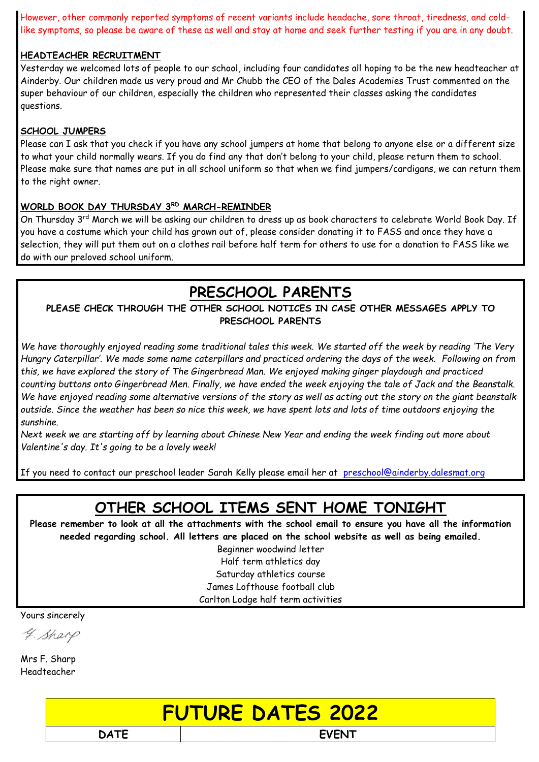However, other commonly reported symptoms of recent variants include headache, sore throat, tiredness, and cold-like symptoms, so please be aware of these as well and stay at home and seek further testing if you are in any doubt.

**HEADTEACHER RECRUITMENT**

Yesterday we welcomed lots of people to our school, including four candidates all hoping to be the new headteacher at Ainderby. Our children made us very proud and Mr Chubb the CEO of the Dales Academies Trust commented on the super behaviour of our children, especially the children who represented their classes asking the candidates questions.

**SCHOOL JUMPERS**

Please can I ask that you check if you have any school jumpers at home that belong to anyone else or a different size to what your child normally wears. If you do find any that don't belong to your child, please return them to school. Please make sure that names are put in all school uniform so that when we find jumpers/cardigans, we can return them to the right owner.

**WORLD BOOK DAY THURSDAY 3RD MARCH-REMINDER**

On Thursday 3rd March we will be asking our children to dress up as book characters to celebrate World Book Day. If you have a costume which your child has grown out of, please consider donating it to FASS and once they have a selection, they will put them out on a clothes rail before half term for others to use for a donation to FASS like we do with our preloved school uniform.

# PRESCHOOL PARENTS

**PLEASE CHECK THROUGH THE OTHER SCHOOL NOTICES IN CASE OTHER MESSAGES APPLY TO PRESCHOOL PARENTS**

*We have thoroughly enjoyed reading some traditional tales this week. We started off the week by reading 'The Very Hungry Caterpillar'. We made some name caterpillars and practiced ordering the days of the week. Following on from this, we have explored the story of The Gingerbread Man. We enjoyed making ginger playdough and practiced counting buttons onto Gingerbread Men. Finally, we have ended the week enjoying the tale of Jack and the Beanstalk. We have enjoyed reading some alternative versions of the story as well as acting out the story on the giant beanstalk outside. Since the weather has been so nice this week, we have spent lots and lots of time outdoors enjoying the sunshine.*

*Next week we are starting off by learning about Chinese New Year and ending the week finding out more about Valentine's day. It's going to be a lovely week!*

If you need to contact our preschool leader Sarah Kelly please email her at preschool@ainderby.dalesmat.org

# OTHER SCHOOL ITEMS SENT HOME TONIGHT

**Please remember to look at all the attachments with the school email to ensure you have all the information needed regarding school. All letters are placed on the school website as well as being emailed.**

Beginner woodwind letter
Half term athletics day
Saturday athletics course
James Lofthouse football club
Carlton Lodge half term activities

Yours sincerely

F. Sharp

Mrs F. Sharp
Headteacher

# FUTURE DATES 2022

| DATE | EVENT |
| --- | --- |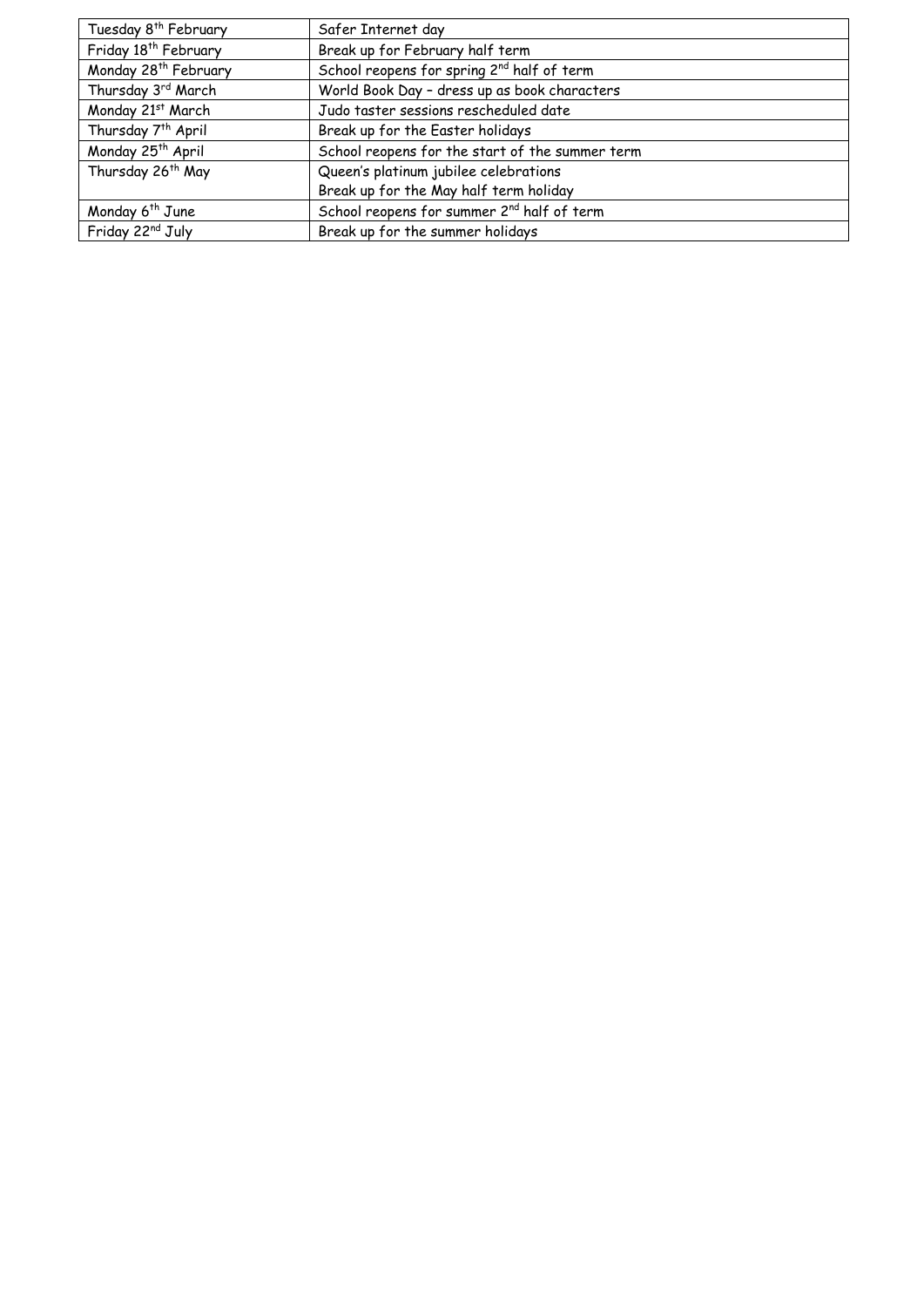| | |
|---|---|
| Tuesday 8th February | Safer Internet day |
| Friday 18th February | Break up for February half term |
| Monday 28th February | School reopens for spring 2nd half of term |
| Thursday 3rd March | World Book Day – dress up as book characters |
| Monday 21st March | Judo taster sessions rescheduled date |
| Thursday 7th April | Break up for the Easter holidays |
| Monday 25th April | School reopens for the start of the summer term |
| Thursday 26th May | Queen's platinum jubilee celebrations<br>Break up for the May half term holiday |
| Monday 6th June | School reopens for summer 2nd half of term |
| Friday 22nd July | Break up for the summer holidays |